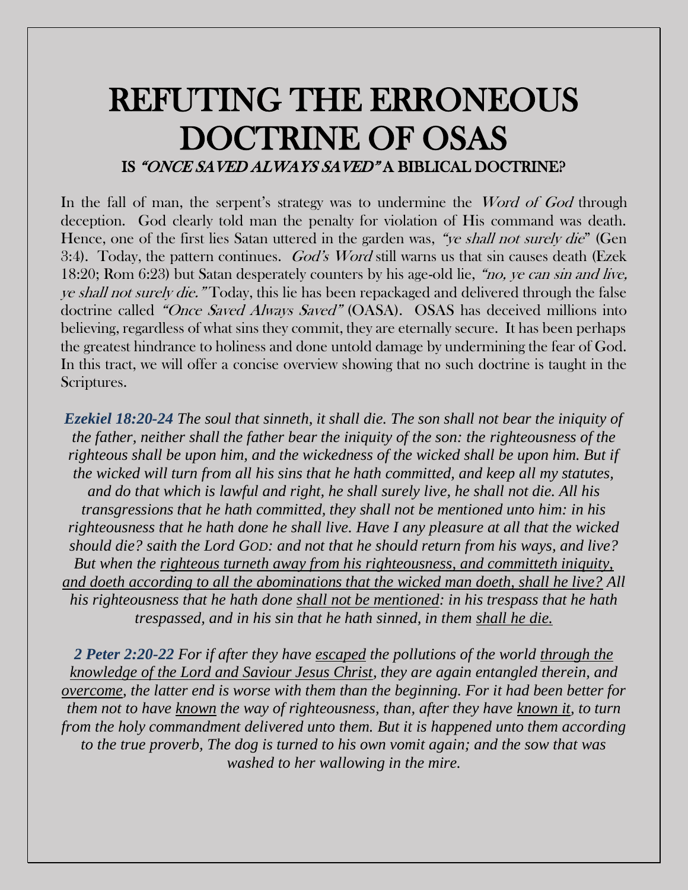# REFUTING THE ERRONEOUS DOCTRINE OF OSAS

## IS *"ONCE SAVED ALWAYS SAVED"* A BIBLICAL DOCTRINE?

In the fall of man, the serpent's strategy was to undermine the *Word of God* through deception. God clearly told man the penalty for violation of His command was death. Hence, one of the first lies Satan uttered in the garden was, *"ye shall not surely die"* (Gen 3:4). Today, the pattern continues. *God's Word* still warns us that sin causes death (Ezek 18:20; Rom 6:23) but Satan desperately counters by his age-old lie, *"no, ye can sin and live, ye shall not surely die."* Today, this lie has been repackaged and delivered through the false doctrine called *"Once Saved Always Saved"* (OASA). OSAS has deceived millions into believing, regardless of what sins they commit, they are eternally secure. It has been perhaps the greatest hindrance to holiness and done untold damage by undermining the fear of God. In this tract, we will offer a concise overview showing that no such doctrine is taught in the Scriptures.

***Ezekiel 18:20-24*** *The soul that sinneth, it shall die. The son shall not bear the iniquity of the father, neither shall the father bear the iniquity of the son: the righteousness of the righteous shall be upon him, and the wickedness of the wicked shall be upon him. But if the wicked will turn from all his sins that he hath committed, and keep all my statutes, and do that which is lawful and right, he shall surely live, he shall not die. All his transgressions that he hath committed, they shall not be mentioned unto him: in his righteousness that he hath done he shall live. Have I any pleasure at all that the wicked should die? saith the Lord GOD: and not that he should return from his ways, and live? But when the <u>righteous turneth away from his righteousness, and committeth iniquity, and doeth according to all the abominations that the wicked man doeth, shall he live?</u> All his righteousness that he hath done <u>shall not be mentioned</u>: in his trespass that he hath trespassed, and in his sin that he hath sinned, in them <u>shall he die.</u>*

***2 Peter 2:20-22*** *For if after they have <u>escaped</u> the pollutions of the world <u>through the knowledge of the Lord and Saviour Jesus Christ</u>, they are again entangled therein, and <u>overcome</u>, the latter end is worse with them than the beginning. For it had been better for them not to have <u>known</u> the way of righteousness, than, after they have <u>known it</u>, to turn from the holy commandment delivered unto them. But it is happened unto them according to the true proverb, The dog is turned to his own vomit again; and the sow that was washed to her wallowing in the mire.*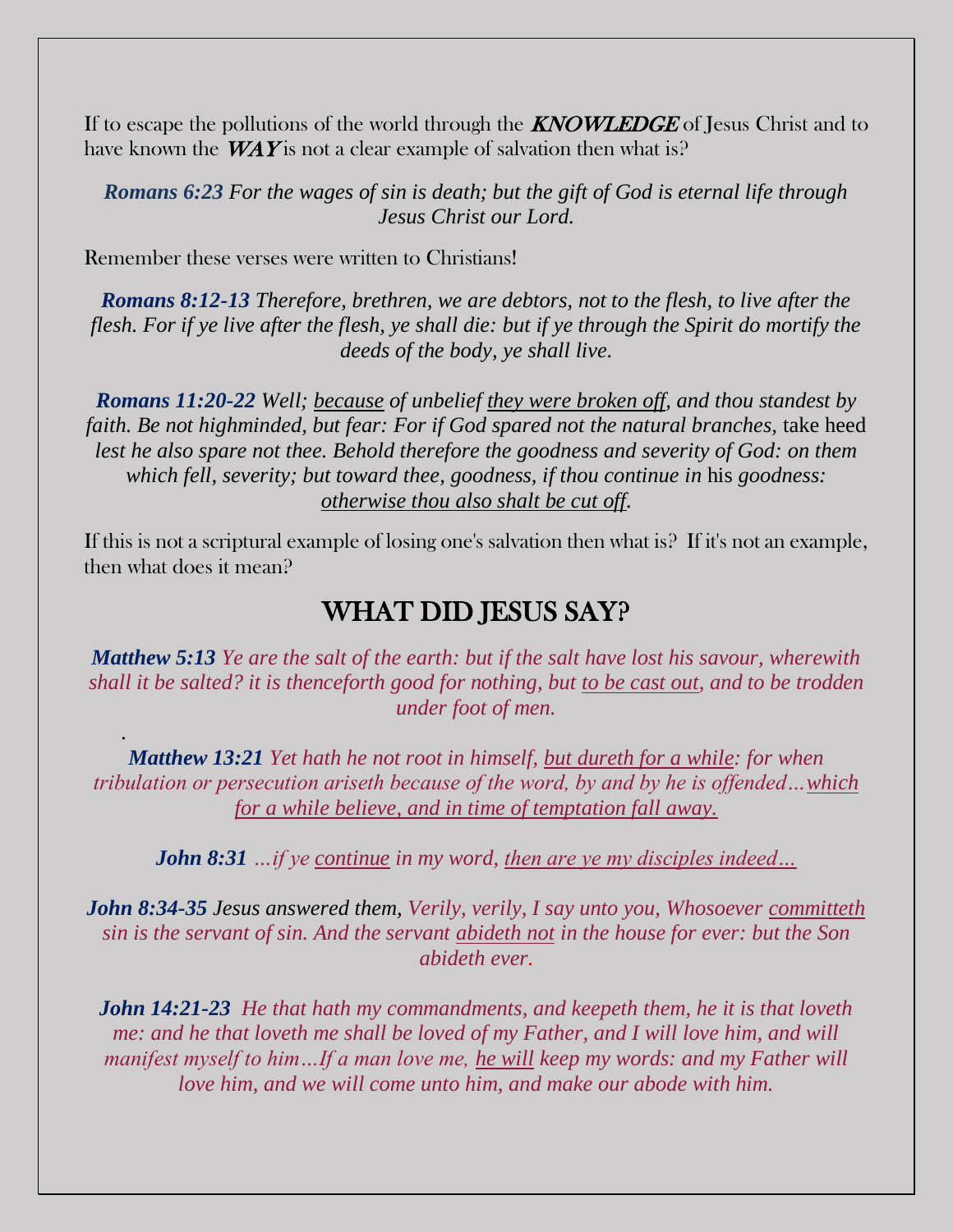If to escape the pollutions of the world through the ***KNOWLEDGE*** of Jesus Christ and to have known the ***WAY*** is not a clear example of salvation then what is?

***Romans 6:23*** *For the wages of sin is death; but the gift of God is eternal life through Jesus Christ our Lord.*

Remember these verses were written to Christians!

***Romans 8:12-13*** *Therefore, brethren, we are debtors, not to the flesh, to live after the flesh. For if ye live after the flesh, ye shall die: but if ye through the Spirit do mortify the deeds of the body, ye shall live.*

***Romans 11:20-22*** *Well; <u>because</u> of unbelief <u>they were broken off</u>, and thou standest by faith. Be not highminded, but fear: For if God spared not the natural branches,* take heed *lest he also spare not thee. Behold therefore the goodness and severity of God: on them which fell, severity; but toward thee, goodness, if thou continue in* his *goodness: <u>otherwise thou also shalt be cut off</u>.*

If this is not a scriptural example of losing one's salvation then what is? If it's not an example, then what does it mean?

## WHAT DID JESUS SAY?

***Matthew 5:13*** *Ye are the salt of the earth: but if the salt have lost his savour, wherewith shall it be salted? it is thenceforth good for nothing, but <u>to be cast out</u>, and to be trodden under foot of men.*

***Matthew 13:21*** *Yet hath he not root in himself, <u>but dureth for a while</u>: for when tribulation or persecution ariseth because of the word, by and by he is offended…<u>which for a while believe, and in time of temptation fall away.</u>*

***John 8:31*** *…if ye <u>continue</u> in my word, <u>then are ye my disciples indeed…</u>*

***John 8:34-35*** *Jesus answered them, Verily, verily, I say unto you, Whosoever <u>committeth</u> sin is the servant of sin. And the servant <u>abideth not</u> in the house for ever: but the Son abideth ever.*

***John 14:21-23*** *He that hath my commandments, and keepeth them, he it is that loveth me: and he that loveth me shall be loved of my Father, and I will love him, and will manifest myself to him…If a man love me, <u>he will</u> keep my words: and my Father will love him, and we will come unto him, and make our abode with him.*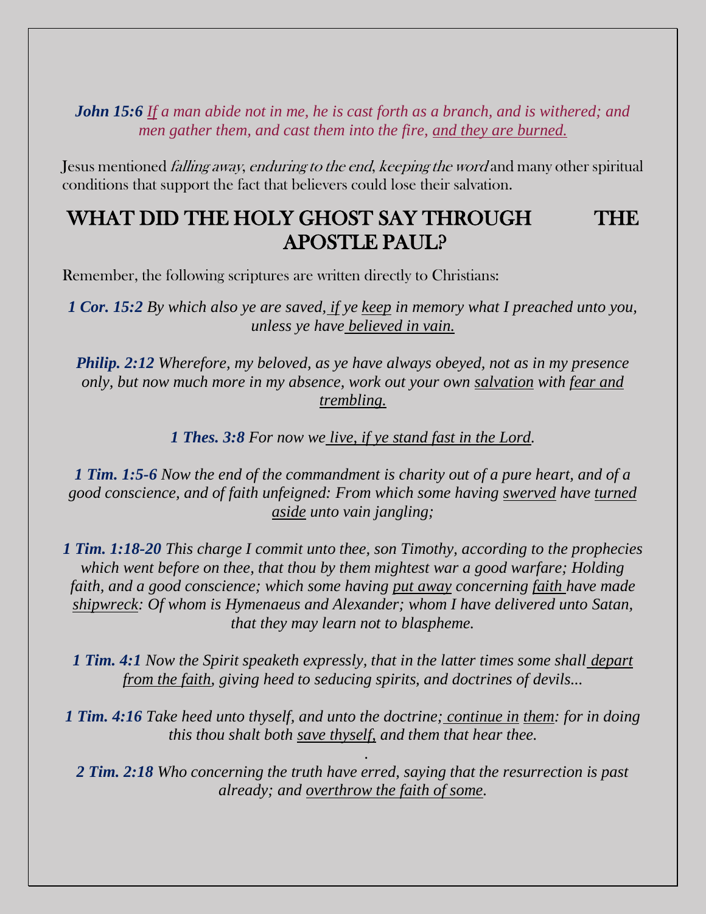***John 15:6*** *<u>If</u> a man abide not in me, he is cast forth as a branch, and is withered; and men gather them, and cast them into the fire, <u>and they are burned.</u>*

Jesus mentioned *falling away*, *enduring to the end*, *keeping the word* and many other spiritual conditions that support the fact that believers could lose their salvation.

## WHAT DID THE HOLY GHOST SAY THROUGH THE APOSTLE PAUL?

Remember, the following scriptures are written directly to Christians:

***1 Cor. 15:2*** *By which also ye are saved, <u>if</u> ye <u>keep</u> in memory what I preached unto you, unless ye have <u>believed in vain.</u>*

***Philip. 2:12*** *Wherefore, my beloved, as ye have always obeyed, not as in my presence only, but now much more in my absence, work out your own <u>salvation</u> with <u>fear and trembling.</u>*

***1 Thes. 3:8*** *For now we <u>live, if ye stand fast in the Lord</u>.*

***1 Tim. 1:5-6*** *Now the end of the commandment is charity out of a pure heart, and of a good conscience, and of faith unfeigned: From which some having <u>swerved</u> have <u>turned aside</u> unto vain jangling;*

***1 Tim. 1:18-20*** *This charge I commit unto thee, son Timothy, according to the prophecies which went before on thee, that thou by them mightest war a good warfare; Holding faith, and a good conscience; which some having <u>put away</u> concerning <u>faith</u> have made <u>shipwreck</u>: Of whom is Hymenaeus and Alexander; whom I have delivered unto Satan, that they may learn not to blaspheme.*

***1 Tim. 4:1*** *Now the Spirit speaketh expressly, that in the latter times some shall <u>depart from the faith</u>, giving heed to seducing spirits, and doctrines of devils...*

***1 Tim. 4:16*** *Take heed unto thyself, and unto the doctrine; <u>continue in</u> <u>them</u>: for in doing this thou shalt both <u>save thyself,</u> and them that hear thee.*

***2 Tim. 2:18*** *Who concerning the truth have erred, saying that the resurrection is past already; and <u>overthrow the faith of some</u>.*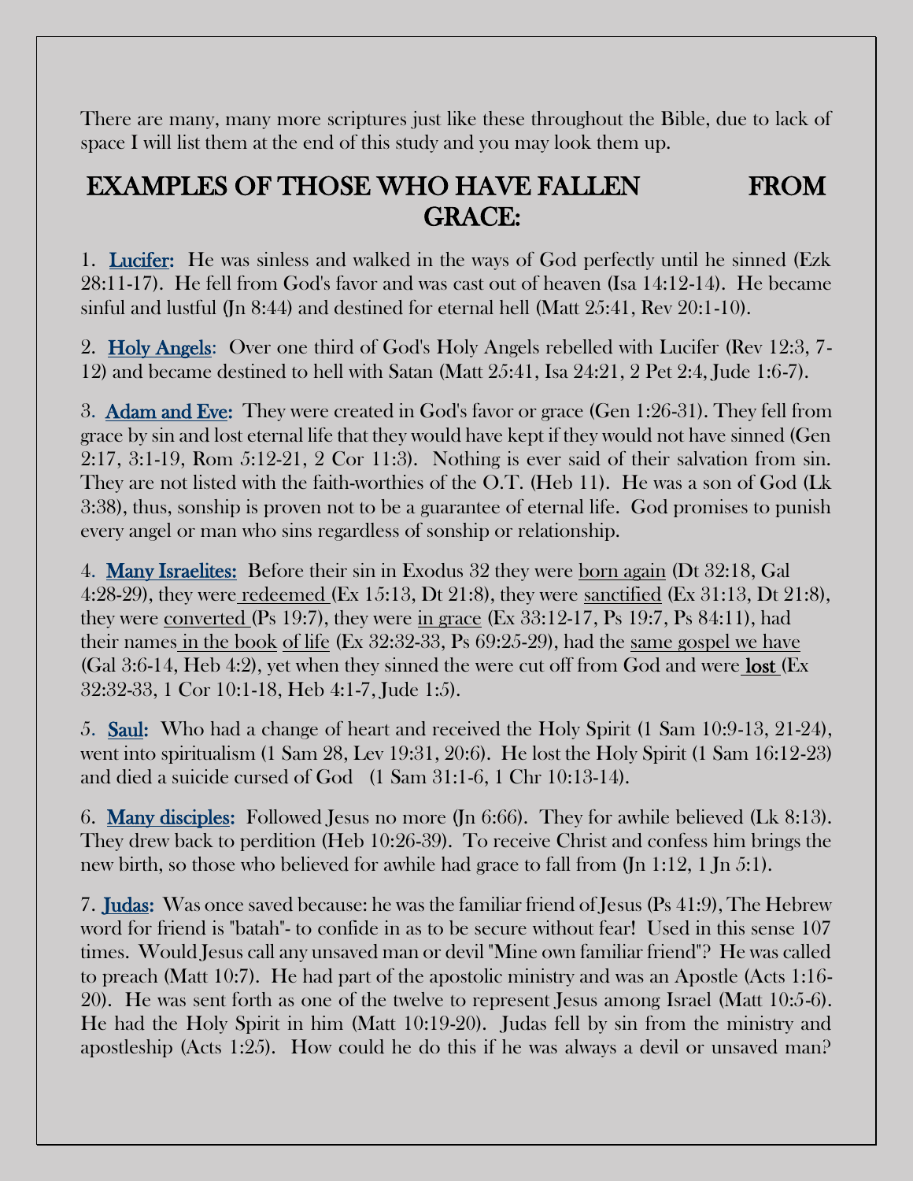There are many, many more scriptures just like these throughout the Bible, due to lack of space I will list them at the end of this study and you may look them up.

## EXAMPLES OF THOSE WHO HAVE FALLEN FROM GRACE:

1. **Lucifer:** He was sinless and walked in the ways of God perfectly until he sinned (Ezk 28:11-17). He fell from God's favor and was cast out of heaven (Isa 14:12-14). He became sinful and lustful (Jn 8:44) and destined for eternal hell (Matt 25:41, Rev 20:1-10).

2. **Holy Angels**: Over one third of God's Holy Angels rebelled with Lucifer (Rev 12:3, 7-12) and became destined to hell with Satan (Matt 25:41, Isa 24:21, 2 Pet 2:4, Jude 1:6-7).

3. **Adam and Eve:** They were created in God's favor or grace (Gen 1:26-31). They fell from grace by sin and lost eternal life that they would have kept if they would not have sinned (Gen 2:17, 3:1-19, Rom 5:12-21, 2 Cor 11:3). Nothing is ever said of their salvation from sin. They are not listed with the faith-worthies of the O.T. (Heb 11). He was a son of God (Lk 3:38), thus, sonship is proven not to be a guarantee of eternal life. God promises to punish every angel or man who sins regardless of sonship or relationship.

4. **Many Israelites:** Before their sin in Exodus 32 they were <u>born again</u> (Dt 32:18, Gal 4:28-29), they were <u>redeemed</u> (Ex 15:13, Dt 21:8), they were <u>sanctified</u> (Ex 31:13, Dt 21:8), they were <u>converted</u> (Ps 19:7), they were <u>in grace</u> (Ex 33:12-17, Ps 19:7, Ps 84:11), had their names <u>in the book of life</u> (Ex 32:32-33, Ps 69:25-29), had the <u>same gospel we have</u> (Gal 3:6-14, Heb 4:2), yet when they sinned the were cut off from God and were **<u>lost</u>** (Ex 32:32-33, 1 Cor 10:1-18, Heb 4:1-7, Jude 1:5).

5. **Saul:** Who had a change of heart and received the Holy Spirit (1 Sam 10:9-13, 21-24), went into spiritualism (1 Sam 28, Lev 19:31, 20:6). He lost the Holy Spirit (1 Sam 16:12-23) and died a suicide cursed of God (1 Sam 31:1-6, 1 Chr 10:13-14).

6. **Many disciples:** Followed Jesus no more (Jn 6:66). They for awhile believed (Lk 8:13). They drew back to perdition (Heb 10:26-39). To receive Christ and confess him brings the new birth, so those who believed for awhile had grace to fall from (Jn 1:12, 1 Jn 5:1).

7. **Judas:** Was once saved because: he was the familiar friend of Jesus (Ps 41:9), The Hebrew word for friend is "batah"- to confide in as to be secure without fear! Used in this sense 107 times. Would Jesus call any unsaved man or devil "Mine own familiar friend"? He was called to preach (Matt 10:7). He had part of the apostolic ministry and was an Apostle (Acts 1:16-20). He was sent forth as one of the twelve to represent Jesus among Israel (Matt 10:5-6). He had the Holy Spirit in him (Matt 10:19-20). Judas fell by sin from the ministry and apostleship (Acts 1:25). How could he do this if he was always a devil or unsaved man?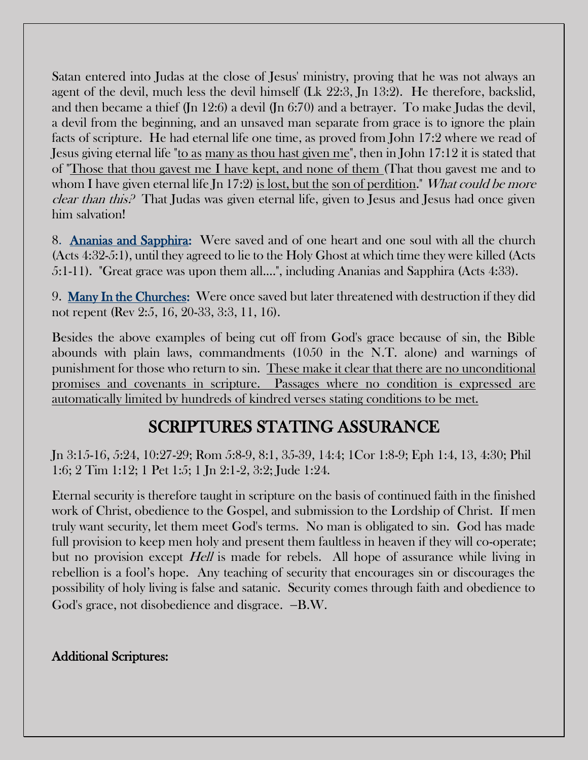Satan entered into Judas at the close of Jesus' ministry, proving that he was not always an agent of the devil, much less the devil himself (Lk 22:3, Jn 13:2). He therefore, backslid, and then became a thief (Jn 12:6) a devil (Jn 6:70) and a betrayer. To make Judas the devil, a devil from the beginning, and an unsaved man separate from grace is to ignore the plain facts of scripture. He had eternal life one time, as proved from John 17:2 where we read of Jesus giving eternal life "to as many as thou hast given me", then in John 17:12 it is stated that of "Those that thou gavest me I have kept, and none of them (That thou gavest me and to whom I have given eternal life Jn 17:2) is lost, but the son of perdition." *What could be more clear than this?* That Judas was given eternal life, given to Jesus and Jesus had once given him salvation!

8. **Ananias and Sapphira:** Were saved and of one heart and one soul with all the church (Acts 4:32-5:1), until they agreed to lie to the Holy Ghost at which time they were killed (Acts 5:1-11). "Great grace was upon them all....", including Ananias and Sapphira (Acts 4:33).

9. **Many In the Churches:** Were once saved but later threatened with destruction if they did not repent (Rev 2:5, 16, 20-33, 3:3, 11, 16).

Besides the above examples of being cut off from God's grace because of sin, the Bible abounds with plain laws, commandments (1050 in the N.T. alone) and warnings of punishment for those who return to sin. These make it clear that there are no unconditional promises and covenants in scripture. Passages where no condition is expressed are automatically limited by hundreds of kindred verses stating conditions to be met.

## SCRIPTURES STATING ASSURANCE

Jn 3:15-16, 5:24, 10:27-29; Rom 5:8-9, 8:1, 35-39, 14:4; 1Cor 1:8-9; Eph 1:4, 13, 4:30; Phil 1:6; 2 Tim 1:12; 1 Pet 1:5; 1 Jn 2:1-2, 3:2; Jude 1:24.

Eternal security is therefore taught in scripture on the basis of continued faith in the finished work of Christ, obedience to the Gospel, and submission to the Lordship of Christ. If men truly want security, let them meet God's terms. No man is obligated to sin. God has made full provision to keep men holy and present them faultless in heaven if they will co-operate; but no provision except *Hell* is made for rebels. All hope of assurance while living in rebellion is a fool's hope. Any teaching of security that encourages sin or discourages the possibility of holy living is false and satanic. Security comes through faith and obedience to God's grace, not disobedience and disgrace. –B.W.

**Additional Scriptures:**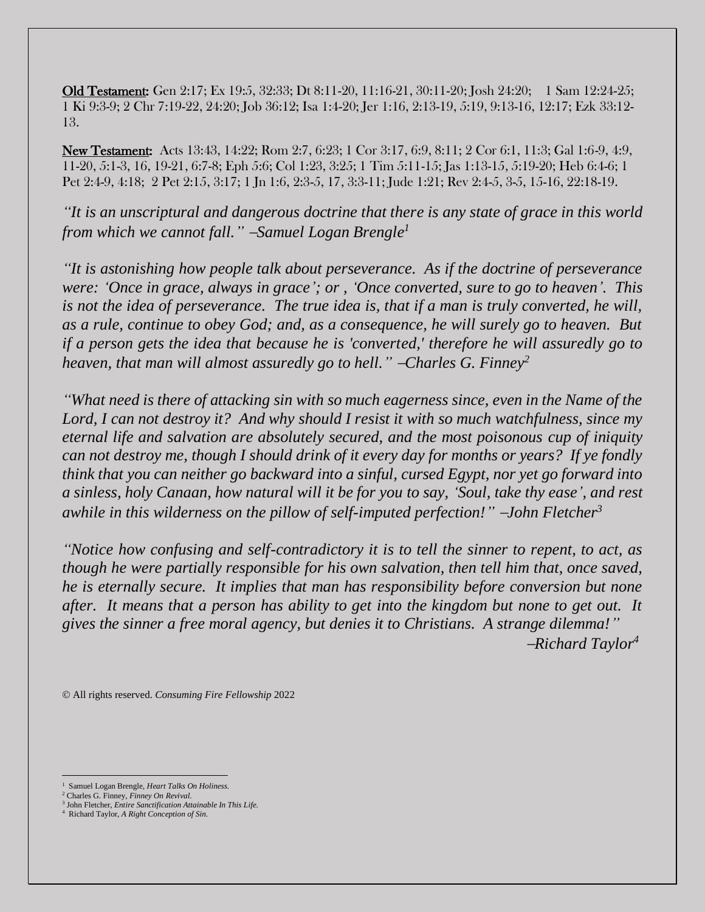**Old Testament:** Gen 2:17; Ex 19:5, 32:33; Dt 8:11-20, 11:16-21, 30:11-20; Josh 24:20; 1 Sam 12:24-25; 1 Ki 9:3-9; 2 Chr 7:19-22, 24:20; Job 36:12; Isa 1:4-20; Jer 1:16, 2:13-19, 5:19, 9:13-16, 12:17; Ezk 33:12-13.

**New Testament:** Acts 13:43, 14:22; Rom 2:7, 6:23; 1 Cor 3:17, 6:9, 8:11; 2 Cor 6:1, 11:3; Gal 1:6-9, 4:9, 11-20, 5:1-3, 16, 19-21, 6:7-8; Eph 5:6; Col 1:23, 3:25; 1 Tim 5:11-15; Jas 1:13-15, 5:19-20; Heb 6:4-6; 1 Pet 2:4-9, 4:18; 2 Pet 2:15, 3:17; 1 Jn 1:6, 2:3-5, 17, 3:3-11; Jude 1:21; Rev 2:4-5, 3-5, 15-16, 22:18-19.

*"It is an unscriptural and dangerous doctrine that there is any state of grace in this world from which we cannot fall." –Samuel Logan Brengle*[1]

*"It is astonishing how people talk about perseverance. As if the doctrine of perseverance were: 'Once in grace, always in grace'; or , 'Once converted, sure to go to heaven'. This is not the idea of perseverance. The true idea is, that if a man is truly converted, he will, as a rule, continue to obey God; and, as a consequence, he will surely go to heaven. But if a person gets the idea that because he is 'converted,' therefore he will assuredly go to heaven, that man will almost assuredly go to hell." –Charles G. Finney*[2]

*"What need is there of attacking sin with so much eagerness since, even in the Name of the Lord, I can not destroy it? And why should I resist it with so much watchfulness, since my eternal life and salvation are absolutely secured, and the most poisonous cup of iniquity can not destroy me, though I should drink of it every day for months or years? If ye fondly think that you can neither go backward into a sinful, cursed Egypt, nor yet go forward into a sinless, holy Canaan, how natural will it be for you to say, 'Soul, take thy ease', and rest awhile in this wilderness on the pillow of self-imputed perfection!" –John Fletcher*[3]

*"Notice how confusing and self-contradictory it is to tell the sinner to repent, to act, as though he were partially responsible for his own salvation, then tell him that, once saved, he is eternally secure. It implies that man has responsibility before conversion but none after. It means that a person has ability to get into the kingdom but none to get out. It gives the sinner a free moral agency, but denies it to Christians. A strange dilemma!"*

*–Richard Taylor*[4]

© All rights reserved. *Consuming Fire Fellowship* 2022

[1] Samuel Logan Brengle, *Heart Talks On Holiness.*
[2] Charles G. Finney, *Finney On Revival.*
[3] John Fletcher, *Entire Sanctification Attainable In This Life.*
[4] Richard Taylor, *A Right Conception of Sin.*